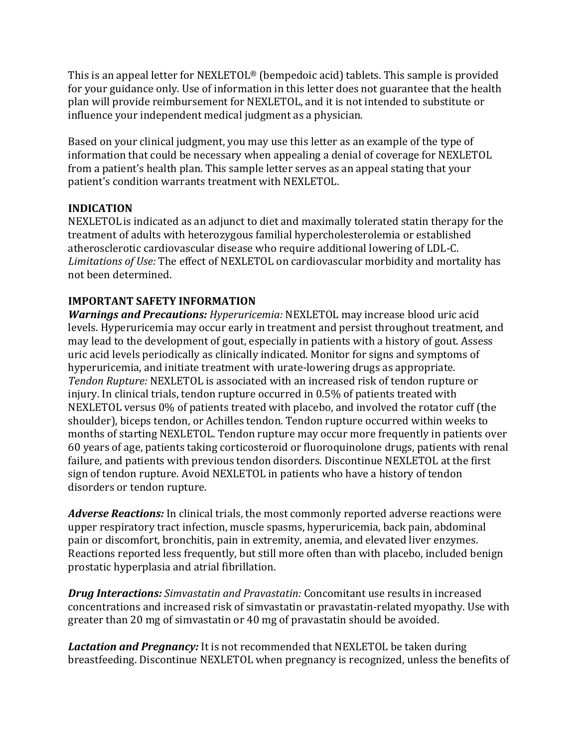This is an appeal letter for NEXLETOL® (bempedoic acid) tablets. This sample is provided for your guidance only. Use of information in this letter does not guarantee that the health plan will provide reimbursement for NEXLETOL, and it is not intended to substitute or influence your independent medical judgment as a physician.

Based on your clinical judgment, you may use this letter as an example of the type of information that could be necessary when appealing a denial of coverage for NEXLETOL from a patient's health plan. This sample letter serves as an appeal stating that your patient's condition warrants treatment with NEXLETOL.

**INDICATION**

NEXLETOL is indicated as an adjunct to diet and maximally tolerated statin therapy for the treatment of adults with heterozygous familial hypercholesterolemia or established atherosclerotic cardiovascular disease who require additional lowering of LDL-C. *Limitations of Use:* The effect of NEXLETOL on cardiovascular morbidity and mortality has not been determined.

**IMPORTANT SAFETY INFORMATION**

***Warnings and Precautions:*** *Hyperuricemia:* NEXLETOL may increase blood uric acid levels. Hyperuricemia may occur early in treatment and persist throughout treatment, and may lead to the development of gout, especially in patients with a history of gout. Assess uric acid levels periodically as clinically indicated. Monitor for signs and symptoms of hyperuricemia, and initiate treatment with urate-lowering drugs as appropriate. *Tendon Rupture:* NEXLETOL is associated with an increased risk of tendon rupture or injury. In clinical trials, tendon rupture occurred in 0.5% of patients treated with NEXLETOL versus 0% of patients treated with placebo, and involved the rotator cuff (the shoulder), biceps tendon, or Achilles tendon. Tendon rupture occurred within weeks to months of starting NEXLETOL. Tendon rupture may occur more frequently in patients over 60 years of age, patients taking corticosteroid or fluoroquinolone drugs, patients with renal failure, and patients with previous tendon disorders. Discontinue NEXLETOL at the first sign of tendon rupture. Avoid NEXLETOL in patients who have a history of tendon disorders or tendon rupture.

***Adverse Reactions:*** In clinical trials, the most commonly reported adverse reactions were upper respiratory tract infection, muscle spasms, hyperuricemia, back pain, abdominal pain or discomfort, bronchitis, pain in extremity, anemia, and elevated liver enzymes. Reactions reported less frequently, but still more often than with placebo, included benign prostatic hyperplasia and atrial fibrillation.

***Drug Interactions:*** *Simvastatin and Pravastatin:* Concomitant use results in increased concentrations and increased risk of simvastatin or pravastatin-related myopathy. Use with greater than 20 mg of simvastatin or 40 mg of pravastatin should be avoided.

***Lactation and Pregnancy:*** It is not recommended that NEXLETOL be taken during breastfeeding. Discontinue NEXLETOL when pregnancy is recognized, unless the benefits of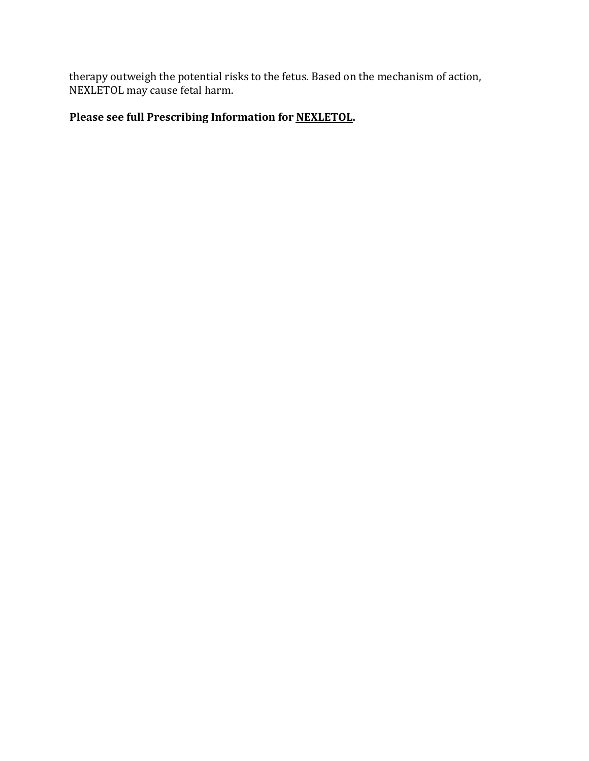therapy outweigh the potential risks to the fetus. Based on the mechanism of action, NEXLETOL may cause fetal harm.

**Please see full Prescribing Information for NEXLETOL.**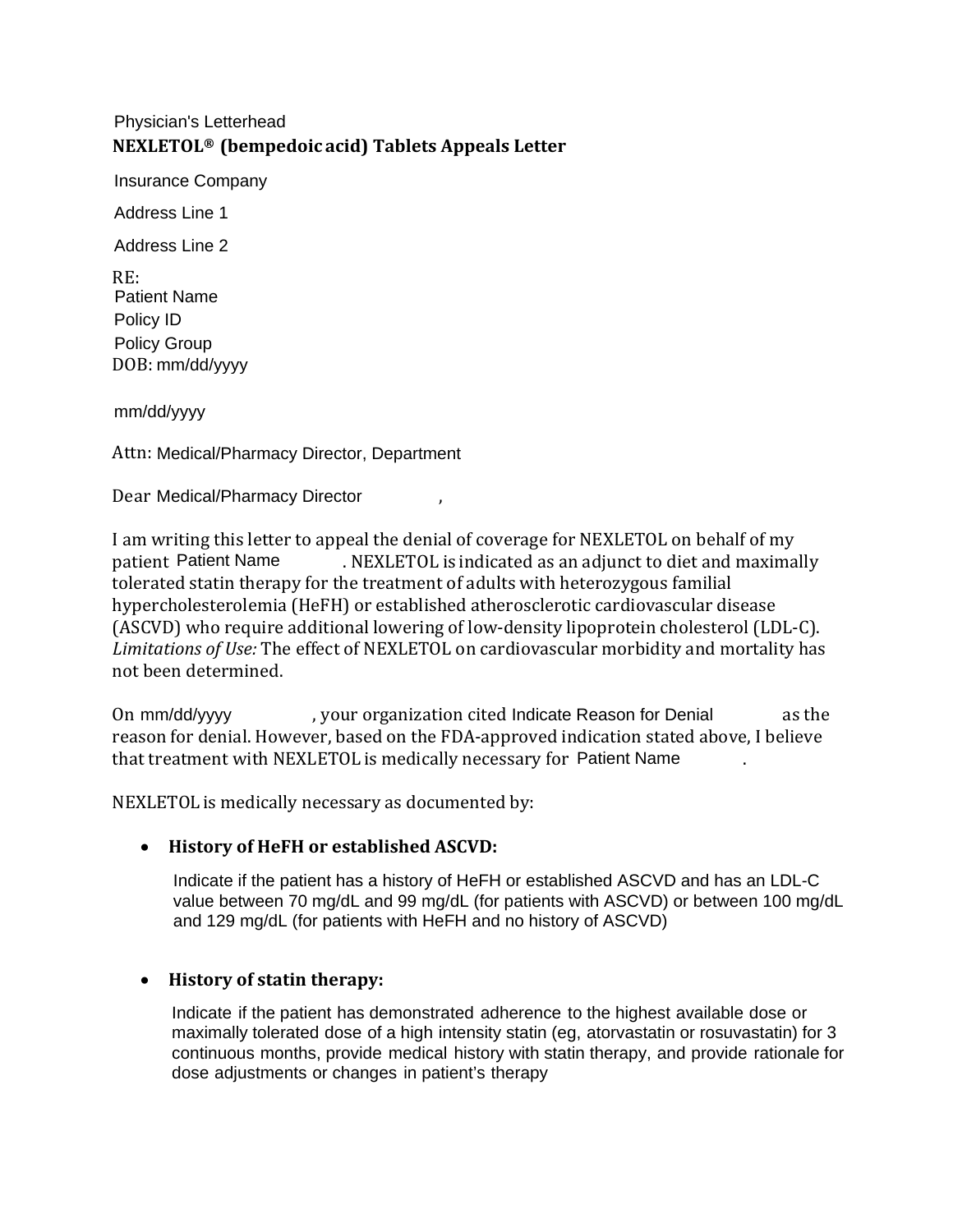Physician's Letterhead

**NEXLETOL® (bempedoic acid) Tablets Appeals Letter**

Insurance Company

Address Line 1

Address Line 2

RE:
Patient Name
Policy ID
Policy Group
DOB: mm/dd/yyyy

mm/dd/yyyy

Attn: Medical/Pharmacy Director, Department

Dear Medical/Pharmacy Director ,

I am writing this letter to appeal the denial of coverage for NEXLETOL on behalf of my patient Patient Name . NEXLETOL is indicated as an adjunct to diet and maximally tolerated statin therapy for the treatment of adults with heterozygous familial hypercholesterolemia (HeFH) or established atherosclerotic cardiovascular disease (ASCVD) who require additional lowering of low-density lipoprotein cholesterol (LDL-C). *Limitations of Use:* The effect of NEXLETOL on cardiovascular morbidity and mortality has not been determined.

On mm/dd/yyyy , your organization cited Indicate Reason for Denial as the reason for denial. However, based on the FDA-approved indication stated above, I believe that treatment with NEXLETOL is medically necessary for Patient Name .

NEXLETOL is medically necessary as documented by:

- **History of HeFH or established ASCVD:**

  Indicate if the patient has a history of HeFH or established ASCVD and has an LDL-C value between 70 mg/dL and 99 mg/dL (for patients with ASCVD) or between 100 mg/dL and 129 mg/dL (for patients with HeFH and no history of ASCVD)

- **History of statin therapy:**

  Indicate if the patient has demonstrated adherence to the highest available dose or maximally tolerated dose of a high intensity statin (eg, atorvastatin or rosuvastatin) for 3 continuous months, provide medical history with statin therapy, and provide rationale for dose adjustments or changes in patient's therapy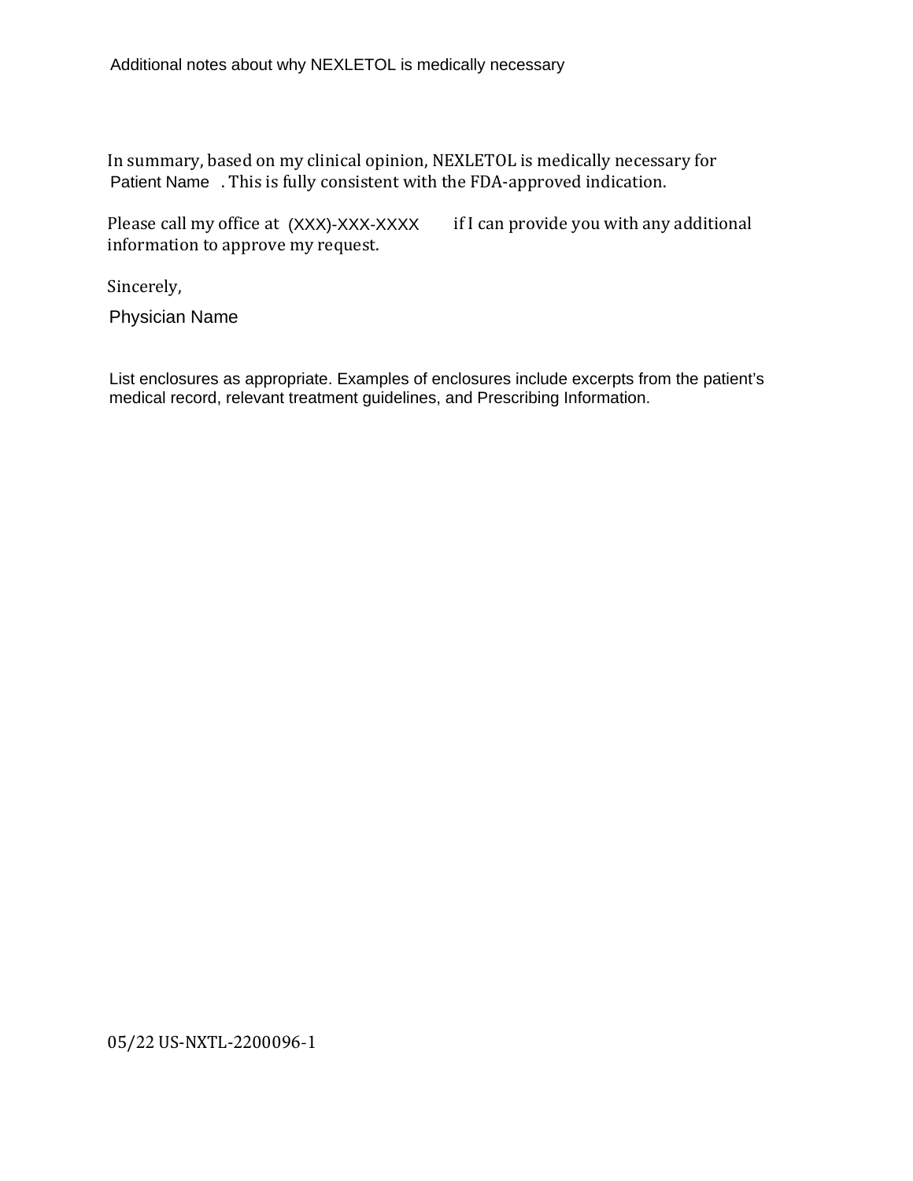Additional notes about why NEXLETOL is medically necessary

In summary, based on my clinical opinion, NEXLETOL is medically necessary for Patient Name . This is fully consistent with the FDA-approved indication.

Please call my office at (XXX)-XXX-XXXX if I can provide you with any additional information to approve my request.

Sincerely,

Physician Name

List enclosures as appropriate. Examples of enclosures include excerpts from the patient's medical record, relevant treatment guidelines, and Prescribing Information.

05/22 US-NXTL-2200096-1